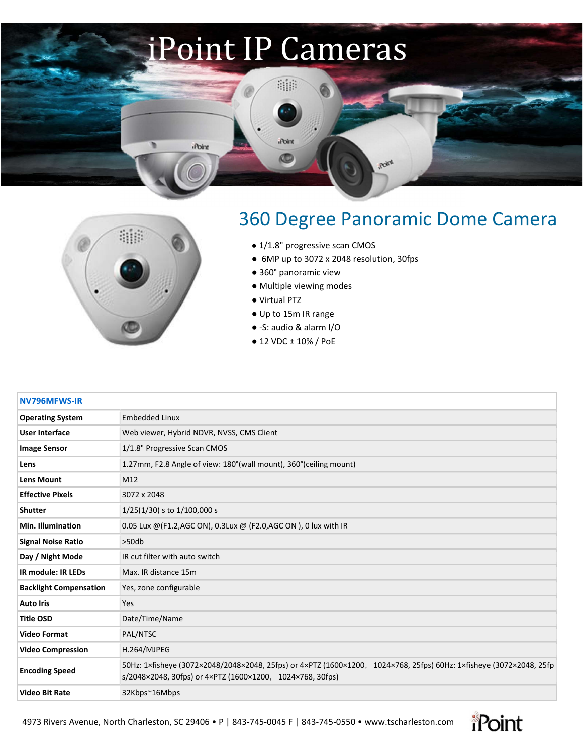# iPoint IP Cameras

## 360 Degree Panoramic Dome Camera

- 1/1.8" progressive scan CMOS
- 6MP up to 3072 x 2048 resolution, 30fps
- 360° panoramic view
- Multiple viewing modes
- Virtual PTZ
- Up to 15m IR range
- -S: audio & alarm I/O
- 12 VDC ± 10% / PoE

| NV796MFWS-IR | |
|---|---|
| **Operating System** | Embedded Linux |
| **User Interface** | Web viewer, Hybrid NDVR, NVSS, CMS Client |
| **Image Sensor** | 1/1.8" Progressive Scan CMOS |
| **Lens** | 1.27mm, F2.8 Angle of view: 180°(wall mount), 360°(ceiling mount) |
| **Lens Mount** | M12 |
| **Effective Pixels** | 3072 x 2048 |
| **Shutter** | 1/25(1/30) s to 1/100,000 s |
| **Min. Illumination** | 0.05 Lux @(F1.2,AGC ON), 0.3Lux @ (F2.0,AGC ON ), 0 lux with IR |
| **Signal Noise Ratio** | >50db |
| **Day / Night Mode** | IR cut filter with auto switch |
| **IR module: IR LEDs** | Max. IR distance 15m |
| **Backlight Compensation** | Yes, zone configurable |
| **Auto Iris** | Yes |
| **Title OSD** | Date/Time/Name |
| **Video Format** | PAL/NTSC |
| **Video Compression** | H.264/MJPEG |
| **Encoding Speed** | 50Hz: 1×fisheye (3072×2048/2048×2048, 25fps) or 4×PTZ (1600×1200, 1024×768, 25fps) 60Hz: 1×fisheye (3072×2048, 25fps/2048×2048, 30fps) or 4×PTZ (1600×1200, 1024×768, 30fps) |
| **Video Bit Rate** | 32Kbps~16Mbps |

4973 Rivers Avenue, North Charleston, SC 29406 • P | 843-745-0045 F | 843-745-0550 • www.tscharleston.com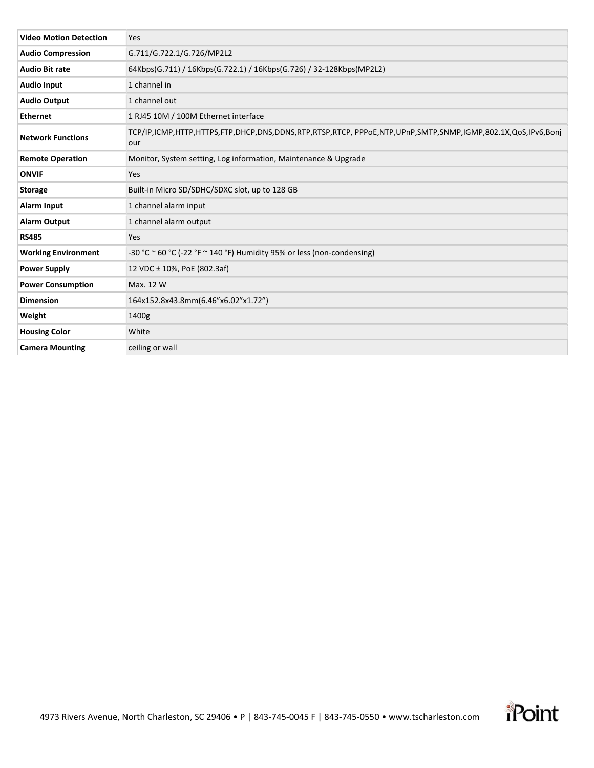| | |
|---|---|
| **Video Motion Detection** | Yes |
| **Audio Compression** | G.711/G.722.1/G.726/MP2L2 |
| **Audio Bit rate** | 64Kbps(G.711) / 16Kbps(G.722.1) / 16Kbps(G.726) / 32-128Kbps(MP2L2) |
| **Audio Input** | 1 channel in |
| **Audio Output** | 1 channel out |
| **Ethernet** | 1 RJ45 10M / 100M Ethernet interface |
| **Network Functions** | TCP/IP,ICMP,HTTP,HTTPS,FTP,DHCP,DNS,DDNS,RTP,RTSP,RTCP, PPPoE,NTP,UPnP,SMTP,SNMP,IGMP,802.1X,QoS,IPv6,Bonjour |
| **Remote Operation** | Monitor, System setting, Log information, Maintenance & Upgrade |
| **ONVIF** | Yes |
| **Storage** | Built-in Micro SD/SDHC/SDXC slot, up to 128 GB |
| **Alarm Input** | 1 channel alarm input |
| **Alarm Output** | 1 channel alarm output |
| **RS485** | Yes |
| **Working Environment** | -30 °C ~ 60 °C (-22 °F ~ 140 °F) Humidity 95% or less (non-condensing) |
| **Power Supply** | 12 VDC ± 10%, PoE (802.3af) |
| **Power Consumption** | Max. 12 W |
| **Dimension** | 164x152.8x43.8mm(6.46”x6.02”x1.72”) |
| **Weight** | 1400g |
| **Housing Color** | White |
| **Camera Mounting** | ceiling or wall |

4973 Rivers Avenue, North Charleston, SC 29406 • P | 843-745-0045 F | 843-745-0550 • www.tscharleston.com

iPoint